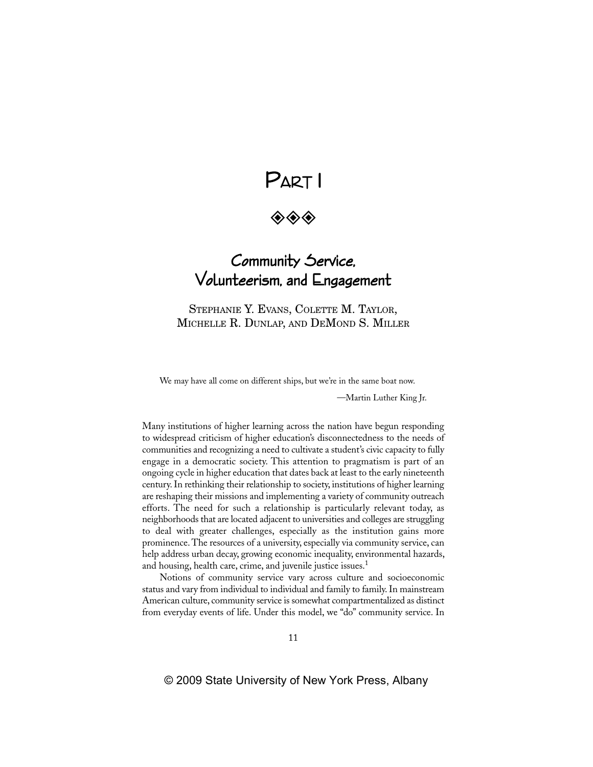# Part I

◈◈◈

## Community Service, Volunteerism, and Engagement

Stephanie Y. Evans, Colette M. Taylor, Michelle R. Dunlap, and DeMond S. Miller

> We may have all come on different ships, but we're in the same boat now.
>
> —Martin Luther King Jr.

Many institutions of higher learning across the nation have begun responding to widespread criticism of higher education's disconnectedness to the needs of communities and recognizing a need to cultivate a student's civic capacity to fully engage in a democratic society. This attention to pragmatism is part of an ongoing cycle in higher education that dates back at least to the early nineteenth century. In rethinking their relationship to society, institutions of higher learning are reshaping their missions and implementing a variety of community outreach efforts. The need for such a relationship is particularly relevant today, as neighborhoods that are located adjacent to universities and colleges are struggling to deal with greater challenges, especially as the institution gains more prominence. The resources of a university, especially via community service, can help address urban decay, growing economic inequality, environmental hazards, and housing, health care, crime, and juvenile justice issues.[1]

Notions of community service vary across culture and socioeconomic status and vary from individual to individual and family to family. In mainstream American culture, community service is somewhat compartmentalized as distinct from everyday events of life. Under this model, we "do" community service. In

© 2009 State University of New York Press, Albany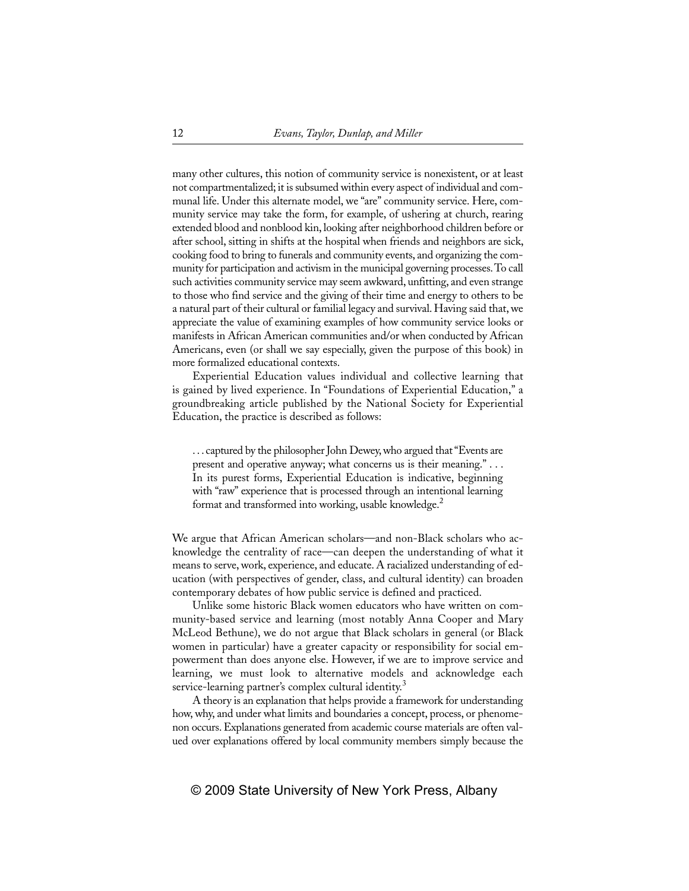many other cultures, this notion of community service is nonexistent, or at least not compartmentalized; it is subsumed within every aspect of individual and communal life. Under this alternate model, we "are" community service. Here, community service may take the form, for example, of ushering at church, rearing extended blood and nonblood kin, looking after neighborhood children before or after school, sitting in shifts at the hospital when friends and neighbors are sick, cooking food to bring to funerals and community events, and organizing the community for participation and activism in the municipal governing processes. To call such activities community service may seem awkward, unfitting, and even strange to those who find service and the giving of their time and energy to others to be a natural part of their cultural or familial legacy and survival. Having said that, we appreciate the value of examining examples of how community service looks or manifests in African American communities and/or when conducted by African Americans, even (or shall we say especially, given the purpose of this book) in more formalized educational contexts.

Experiential Education values individual and collective learning that is gained by lived experience. In "Foundations of Experiential Education," a groundbreaking article published by the National Society for Experiential Education, the practice is described as follows:

> . . . captured by the philosopher John Dewey, who argued that "Events are present and operative anyway; what concerns us is their meaning." . . . In its purest forms, Experiential Education is indicative, beginning with "raw" experience that is processed through an intentional learning format and transformed into working, usable knowledge.[2]

We argue that African American scholars—and non-Black scholars who acknowledge the centrality of race—can deepen the understanding of what it means to serve, work, experience, and educate. A racialized understanding of education (with perspectives of gender, class, and cultural identity) can broaden contemporary debates of how public service is defined and practiced.

Unlike some historic Black women educators who have written on community-based service and learning (most notably Anna Cooper and Mary McLeod Bethune), we do not argue that Black scholars in general (or Black women in particular) have a greater capacity or responsibility for social empowerment than does anyone else. However, if we are to improve service and learning, we must look to alternative models and acknowledge each service-learning partner's complex cultural identity.[3]

A theory is an explanation that helps provide a framework for understanding how, why, and under what limits and boundaries a concept, process, or phenomenon occurs. Explanations generated from academic course materials are often valued over explanations offered by local community members simply because the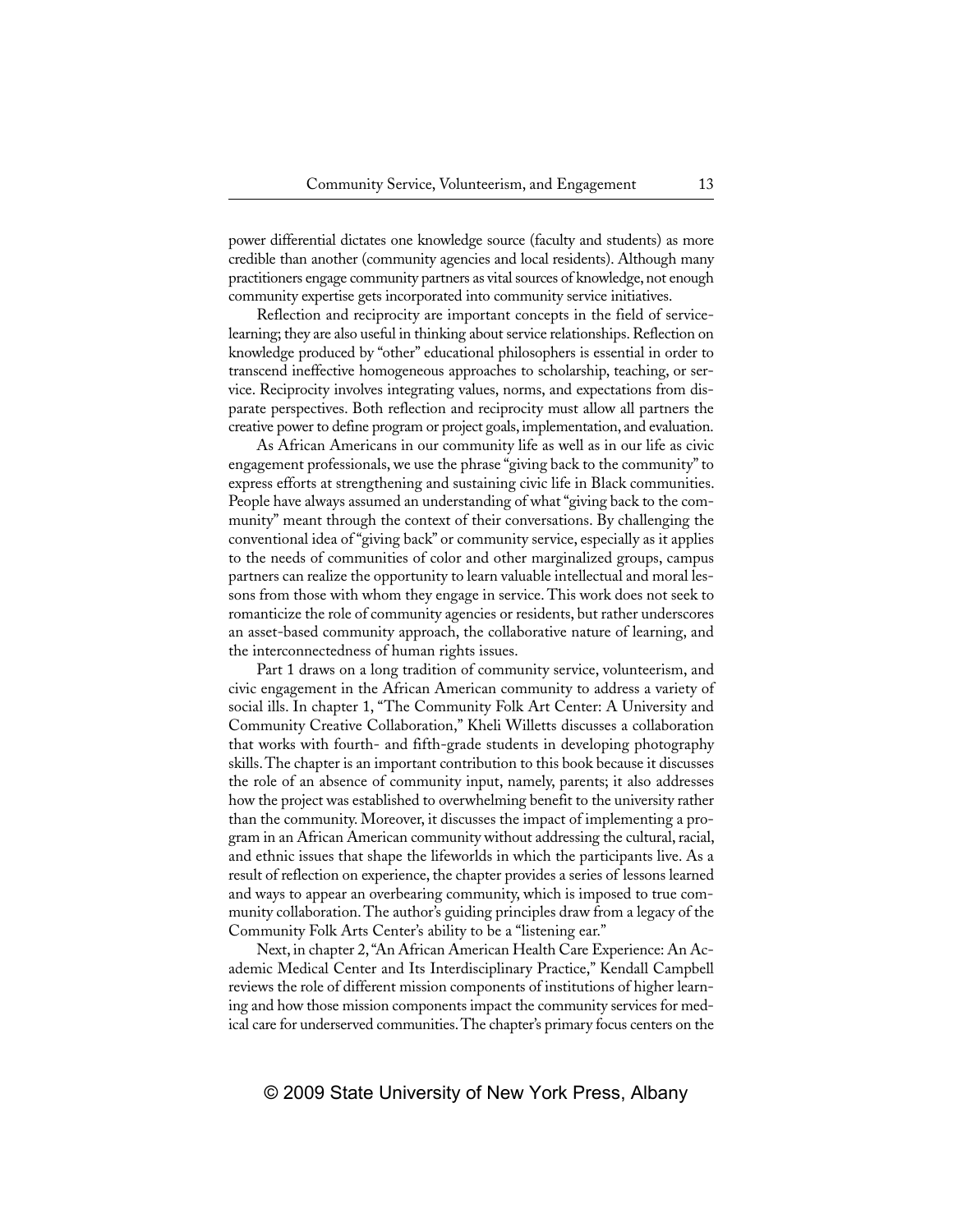power differential dictates one knowledge source (faculty and students) as more credible than another (community agencies and local residents). Although many practitioners engage community partners as vital sources of knowledge, not enough community expertise gets incorporated into community service initiatives.

Reflection and reciprocity are important concepts in the field of service-learning; they are also useful in thinking about service relationships. Reflection on knowledge produced by "other" educational philosophers is essential in order to transcend ineffective homogeneous approaches to scholarship, teaching, or service. Reciprocity involves integrating values, norms, and expectations from disparate perspectives. Both reflection and reciprocity must allow all partners the creative power to define program or project goals, implementation, and evaluation.

As African Americans in our community life as well as in our life as civic engagement professionals, we use the phrase "giving back to the community" to express efforts at strengthening and sustaining civic life in Black communities. People have always assumed an understanding of what "giving back to the community" meant through the context of their conversations. By challenging the conventional idea of "giving back" or community service, especially as it applies to the needs of communities of color and other marginalized groups, campus partners can realize the opportunity to learn valuable intellectual and moral lessons from those with whom they engage in service. This work does not seek to romanticize the role of community agencies or residents, but rather underscores an asset-based community approach, the collaborative nature of learning, and the interconnectedness of human rights issues.

Part 1 draws on a long tradition of community service, volunteerism, and civic engagement in the African American community to address a variety of social ills. In chapter 1, "The Community Folk Art Center: A University and Community Creative Collaboration," Kheli Willetts discusses a collaboration that works with fourth- and fifth-grade students in developing photography skills. The chapter is an important contribution to this book because it discusses the role of an absence of community input, namely, parents; it also addresses how the project was established to overwhelming benefit to the university rather than the community. Moreover, it discusses the impact of implementing a program in an African American community without addressing the cultural, racial, and ethnic issues that shape the lifeworlds in which the participants live. As a result of reflection on experience, the chapter provides a series of lessons learned and ways to appear an overbearing community, which is imposed to true community collaboration. The author's guiding principles draw from a legacy of the Community Folk Arts Center's ability to be a "listening ear."

Next, in chapter 2, "An African American Health Care Experience: An Academic Medical Center and Its Interdisciplinary Practice," Kendall Campbell reviews the role of different mission components of institutions of higher learning and how those mission components impact the community services for medical care for underserved communities. The chapter's primary focus centers on the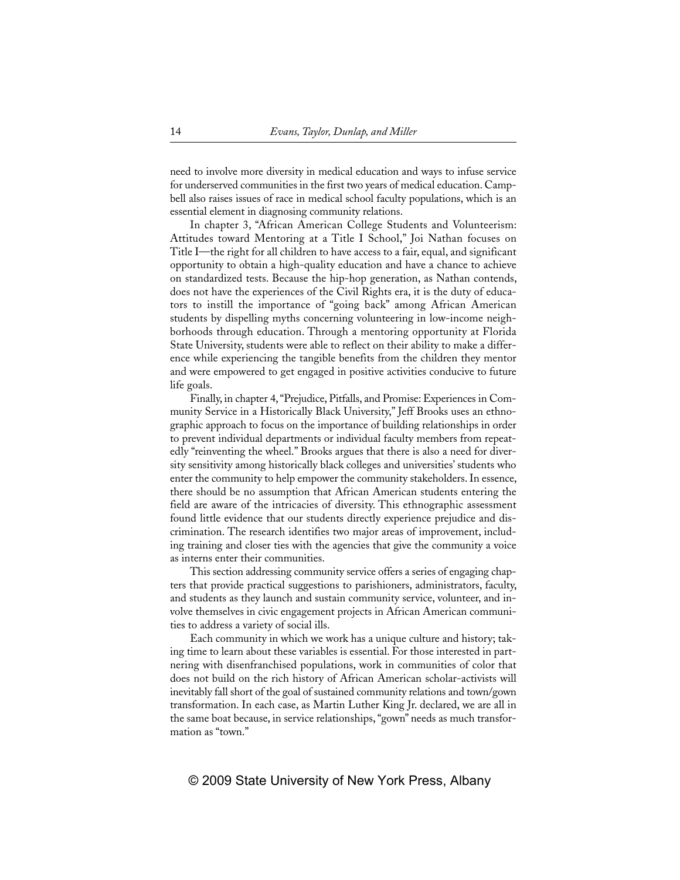need to involve more diversity in medical education and ways to infuse service for underserved communities in the first two years of medical education. Campbell also raises issues of race in medical school faculty populations, which is an essential element in diagnosing community relations.

In chapter 3, "African American College Students and Volunteerism: Attitudes toward Mentoring at a Title I School," Joi Nathan focuses on Title I—the right for all children to have access to a fair, equal, and significant opportunity to obtain a high-quality education and have a chance to achieve on standardized tests. Because the hip-hop generation, as Nathan contends, does not have the experiences of the Civil Rights era, it is the duty of educators to instill the importance of "going back" among African American students by dispelling myths concerning volunteering in low-income neighborhoods through education. Through a mentoring opportunity at Florida State University, students were able to reflect on their ability to make a difference while experiencing the tangible benefits from the children they mentor and were empowered to get engaged in positive activities conducive to future life goals.

Finally, in chapter 4, "Prejudice, Pitfalls, and Promise: Experiences in Community Service in a Historically Black University," Jeff Brooks uses an ethnographic approach to focus on the importance of building relationships in order to prevent individual departments or individual faculty members from repeatedly "reinventing the wheel." Brooks argues that there is also a need for diversity sensitivity among historically black colleges and universities' students who enter the community to help empower the community stakeholders. In essence, there should be no assumption that African American students entering the field are aware of the intricacies of diversity. This ethnographic assessment found little evidence that our students directly experience prejudice and discrimination. The research identifies two major areas of improvement, including training and closer ties with the agencies that give the community a voice as interns enter their communities.

This section addressing community service offers a series of engaging chapters that provide practical suggestions to parishioners, administrators, faculty, and students as they launch and sustain community service, volunteer, and involve themselves in civic engagement projects in African American communities to address a variety of social ills.

Each community in which we work has a unique culture and history; taking time to learn about these variables is essential. For those interested in partnering with disenfranchised populations, work in communities of color that does not build on the rich history of African American scholar-activists will inevitably fall short of the goal of sustained community relations and town/gown transformation. In each case, as Martin Luther King Jr. declared, we are all in the same boat because, in service relationships, "gown" needs as much transformation as "town."

© 2009 State University of New York Press, Albany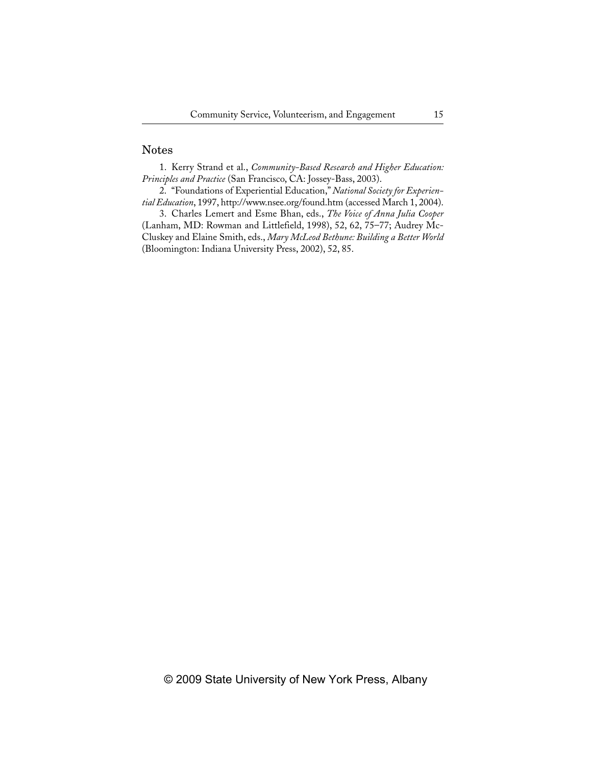## Notes

1. Kerry Strand et al., *Community-Based Research and Higher Education: Principles and Practice* (San Francisco, CA: Jossey-Bass, 2003).

2. "Foundations of Experiential Education," *National Society for Experiential Education*, 1997, http://www.nsee.org/found.htm (accessed March 1, 2004).

3. Charles Lemert and Esme Bhan, eds., *The Voice of Anna Julia Cooper* (Lanham, MD: Rowman and Littlefield, 1998), 52, 62, 75–77; Audrey McCluskey and Elaine Smith, eds., *Mary McLeod Bethune: Building a Better World* (Bloomington: Indiana University Press, 2002), 52, 85.

© 2009 State University of New York Press, Albany